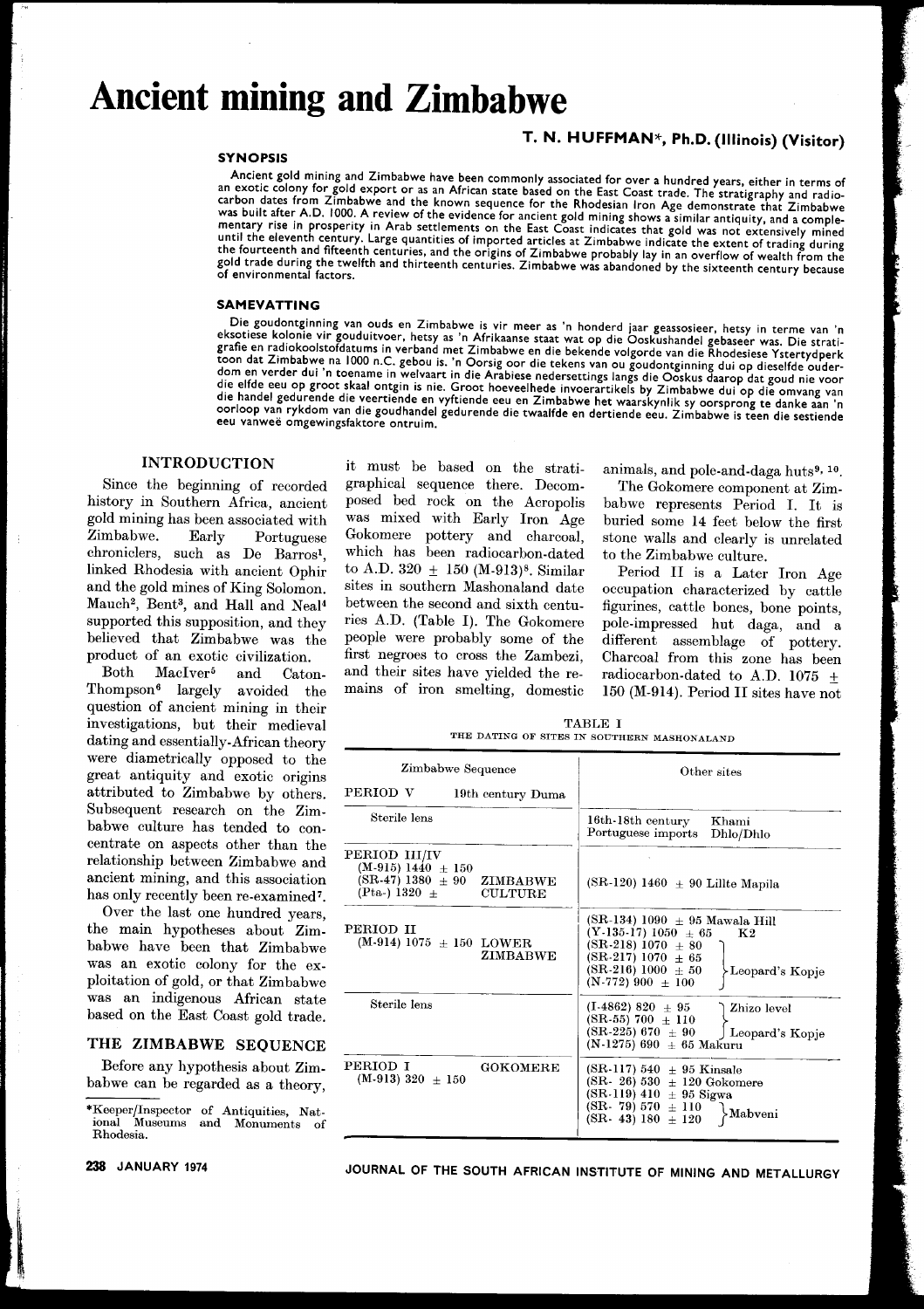# Ancient mining and Zimbabwe

**T. N. HUFFMAN\*, Ph.D. (Illinois) (Visitor)**

### SYNOPSIS

Ancient gold mining and Zimbabwe have been commonly associated for over a hundred years, either in terms of an exotic colony for gold export or as an African state based on the East Coast trade. The stratigraphy and radiocarbon dates from Zimbabwe and the known sequence for the Rhodesian Iron Age demonstrate that Zimbabwe was built after A.D. 1000. A review of the evidence for ancient gold mining shows a similar antiquity, and a complementary rise in prosperity in Arab settlements on the East Coast indicates that gold was not extensively mined until the eleventh century. Large quantities of imported articles at Zimbabwe indicate the extent of trading during the fourteenth and fifteenth centuries, and the origins of Zimbabwe probably lay in an overflow of wealth from the gold trade during the twelfth and thirteenth centuries. Zimbabwe was abandoned by the sixteenth century because of environmental factors.

### SAMEVATTING

Die goudontginning van ouds en Zimbabwe is vir meer as 'n honderd jaar geassosieer, hetsy in terme van 'n eksotiese kolonie vir gouduitvoer, hetsy as 'n Afrikaanse staat wat op die Ooskushandel gebaseer was. Die stratigrafie en radiokoolstofdatums in verband met Zimbabwe en die bekende volgorde van die Rhodesiese Ystertydperk toon dat Zimbabwe na 1000 n.C. gebou is. 'n Oorsig oor die tekens van ou goudontginning dui op dieselfde ouderdom en verder dui 'n toename in welvaart in die Arabiese nedersettings langs die Ooskus daarop dat goud nie voor die elfde eeu op groot skaal ontgin is nie. Groot hoeveelhede invoerartikels by Zimbabwe dui op die omvang van die handel gedurende die veertiende en vyftiende eeu en Zimbabwe het waarskynlik sy oorsprong te danke aan 'n oorloop van rykdom van die goudhandel gedurende die twaalfde en dertiende eeu. Zimbabwe is teen die sestiende eeu vanweë omgewingsfaktore ontruim.

## INTRODUCTION

Since the beginning of recorded history in Southern Africa, ancient gold mining has been associated with Zimbabwe. Early Portuguese chroniclers, such as De Barros[1], linked Rhodesia with ancient Ophir and the gold mines of King Solomon. Mauch[2], Bent[3], and Hall and Neal[4] supported this supposition, and they believed that Zimbabwe was the product of an exotic civilization.

Both MacIver[5] and Caton-Thompson[6] largely avoided the question of ancient mining in their investigations, but their medieval dating and essentially-African theory were diametrically opposed to the great antiquity and exotic origins attributed to Zimbabwe by others. Subsequent research on the Zimbabwe culture has tended to concentrate on aspects other than the relationship between Zimbabwe and ancient mining, and this association has only recently been re-examined[7].

Over the last one hundred years, the main hypotheses about Zimbabwe have been that Zimbabwe was an exotic colony for the exploitation of gold, or that Zimbabwe was an indigenous African state based on the East Coast gold trade.

## THE ZIMBABWE SEQUENCE

Before any hypothesis about Zimbabwe can be regarded as a theory, it must be based on the stratigraphical sequence there. Decomposed bed rock on the Acropolis was mixed with Early Iron Age Gokomere pottery and charcoal, which has been radiocarbon-dated to A.D. 320 ± 150 (M-913)[8]. Similar sites in southern Mashonaland date between the second and sixth centuries A.D. (Table I). The Gokomere people were probably some of the first negroes to cross the Zambezi, and their sites have yielded the remains of iron smelting, domestic animals, and pole-and-daga huts[9, 10].

The Gokomere component at Zimbabwe represents Period I. It is buried some 14 feet below the first stone walls and clearly is unrelated to the Zimbabwe culture.

Period II is a Later Iron Age occupation characterized by cattle figurines, cattle bones, bone points, pole-impressed hut daga, and a different assemblage of pottery. Charcoal from this zone has been radiocarbon-dated to A.D. 1075 ± 150 (M-914). Period II sites have not

TABLE I
THE DATING OF SITES IN SOUTHERN MASHONALAND

| Zimbabwe Sequence | | Other sites |
|---|---|---|
| PERIOD V | 19th century Duma | |
| Sterile lens | | 16th-18th century Portuguese imports — Khami, Dhlo/Dhlo |
| PERIOD III/IV (M-915) 1440 ± 150; (SR-47) 1380 ± 90; (Pta-) 1320 ± | ZIMBABWE CULTURE | (SR-120) 1460 ± 90 Lillte Mapila |
| PERIOD II (M-914) 1075 ± 150 | LOWER ZIMBABWE | (SR-134) 1090 ± 95 Mawala Hill; (Y-135-17) 1050 ± 65 K2; (SR-218) 1070 ± 80, (SR-217) 1070 ± 65, (SR-216) 1000 ± 50, (N-772) 900 ± 100 Leopard's Kopje |
| Sterile lens | | (I-4862) 820 ± 95, (SR-55) 700 ± 110 Zhizo level; (SR-225) 670 ± 90 Leopard's Kopje; (N-1275) 690 ± 65 Makuru |
| PERIOD I (M-913) 320 ± 150 | GOKOMERE | (SR-117) 540 ± 95 Kinsale; (SR- 26) 530 ± 120 Gokomere; (SR-119) 410 ± 95 Sigwa; (SR- 79) 570 ± 110, (SR- 43) 180 ± 120 Mabveni |

\*Keeper/Inspector of Antiquities, National Museums and Monuments of Rhodesia.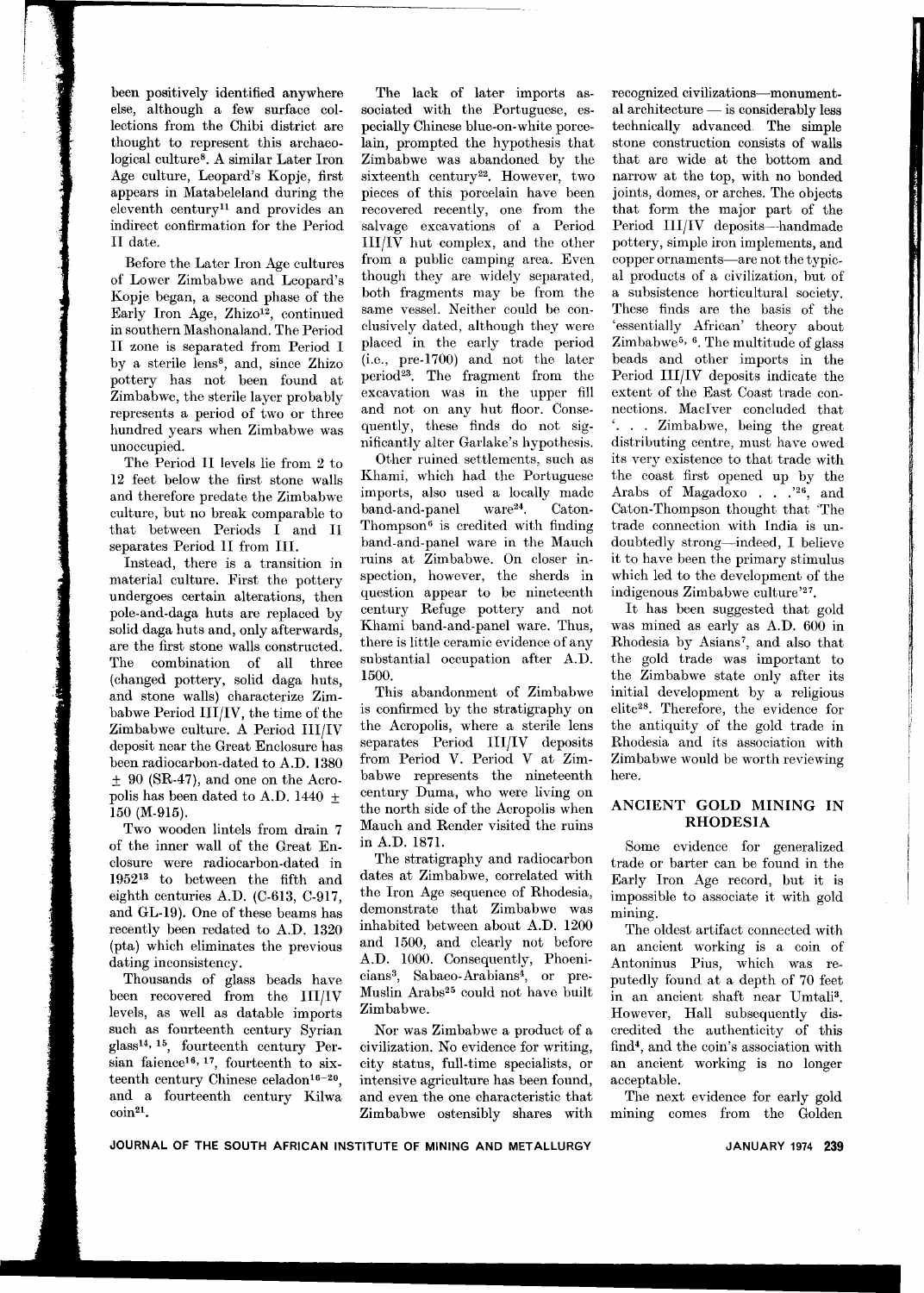been positively identified anywhere else, although a few surface collections from the Chibi district are thought to represent this archaeological culture[8]. A similar Later Iron Age culture, Leopard's Kopje, first appears in Matabeleland during the eleventh century[11] and provides an indirect confirmation for the Period II date.

Before the Later Iron Age cultures of Lower Zimbabwe and Leopard's Kopje began, a second phase of the Early Iron Age, Zhizo[12], continued in southern Mashonaland. The Period II zone is separated from Period I by a sterile lens[8], and, since Zhizo pottery has not been found at Zimbabwe, the sterile layer probably represents a period of two or three hundred years when Zimbabwe was unoccupied.

The Period II levels lie from 2 to 12 feet below the first stone walls and therefore predate the Zimbabwe culture, but no break comparable to that between Periods I and II separates Period II from III.

Instead, there is a transition in material culture. First the pottery undergoes certain alterations, then pole-and-daga huts are replaced by solid daga huts and, only afterwards, are the first stone walls constructed. The combination of all three (changed pottery, solid daga huts, and stone walls) characterize Zimbabwe Period III/IV, the time of the Zimbabwe culture. A Period III/IV deposit near the Great Enclosure has been radiocarbon-dated to A.D. 1380 ± 90 (SR-47), and one on the Acropolis has been dated to A.D. 1440 ± 150 (M-915).

Two wooden lintels from drain 7 of the inner wall of the Great Enclosure were radiocarbon-dated in 1952[13] to between the fifth and eighth centuries A.D. (C-613, C-917, and GL-19). One of these beams has recently been redated to A.D. 1320 (pta) which eliminates the previous dating inconsistency.

Thousands of glass beads have been recovered from the III/IV levels, as well as datable imports such as fourteenth century Syrian glass[14, 15], fourteenth century Persian faience[16, 17], fourteenth to sixteenth century Chinese celadon[16-20], and a fourteenth century Kilwa coin[21].

The lack of later imports associated with the Portuguese, especially Chinese blue-on-white porcelain, prompted the hypothesis that Zimbabwe was abandoned by the sixteenth century[22]. However, two pieces of this porcelain have been recovered recently, one from the salvage excavations of a Period III/IV hut complex, and the other from a public camping area. Even though they are widely separated, both fragments may be from the same vessel. Neither could be conclusively dated, although they were placed in the early trade period (i.e., pre-1700) and not the later period[23]. The fragment from the excavation was in the upper fill and not on any hut floor. Consequently, these finds do not significantly alter Garlake's hypothesis.

Other ruined settlements, such as Khami, which had the Portuguese imports, also used a locally made band-and-panel ware[24]. Caton-Thompson[6] is credited with finding band-and-panel ware in the Mauch ruins at Zimbabwe. On closer inspection, however, the sherds in question appear to be nineteenth century Refuge pottery and not Khami band-and-panel ware. Thus, there is little ceramic evidence of any substantial occupation after A.D. 1500.

This abandonment of Zimbabwe is confirmed by the stratigraphy on the Acropolis, where a sterile lens separates Period III/IV deposits from Period V. Period V at Zimbabwe represents the nineteenth century Duma, who were living on the north side of the Acropolis when Mauch and Render visited the ruins in A.D. 1871.

The stratigraphy and radiocarbon dates at Zimbabwe, correlated with the Iron Age sequence of Rhodesia, demonstrate that Zimbabwe was inhabited between about A.D. 1200 and 1500, and clearly not before A.D. 1000. Consequently, Phoenicians[3], Sabaeo-Arabians[4], or pre-Muslin Arabs[25] could not have built Zimbabwe.

Nor was Zimbabwe a product of a civilization. No evidence for writing, city status, full-time specialists, or intensive agriculture has been found, and even the one characteristic that Zimbabwe ostensibly shares with recognized civilizations—monumental architecture — is considerably less technically advanced. The simple stone construction consists of walls that are wide at the bottom and narrow at the top, with no bonded joints, domes, or arches. The objects that form the major part of the Period III/IV deposits—handmade pottery, simple iron implements, and copper ornaments—are not the typical products of a civilization, but of a subsistence horticultural society. These finds are the basis of the 'essentially African' theory about Zimbabwe[5, 6]. The multitude of glass beads and other imports in the Period III/IV deposits indicate the extent of the East Coast trade connections. MacIver concluded that '. . . Zimbabwe, being the great distributing centre, must have owed its very existence to that trade with the coast first opened up by the Arabs of Magadoxo . . .'[26], and Caton-Thompson thought that 'The trade connection with India is undoubtedly strong—indeed, I believe it to have been the primary stimulus which led to the development of the indigenous Zimbabwe culture'[27].

It has been suggested that gold was mined as early as A.D. 600 in Rhodesia by Asians[7], and also that the gold trade was important to the Zimbabwe state only after its initial development by a religious elite[28]. Therefore, the evidence for the antiquity of the gold trade in Rhodesia and its association with Zimbabwe would be worth reviewing here.

## ANCIENT GOLD MINING IN RHODESIA

Some evidence for generalized trade or barter can be found in the Early Iron Age record, but it is impossible to associate it with gold mining.

The oldest artifact connected with an ancient working is a coin of Antoninus Pius, which was reputedly found at a depth of 70 feet in an ancient shaft near Umtali[3]. However, Hall subsequently discredited the authenticity of this find[4], and the coin's association with an ancient working is no longer acceptable.

The next evidence for early gold mining comes from the Golden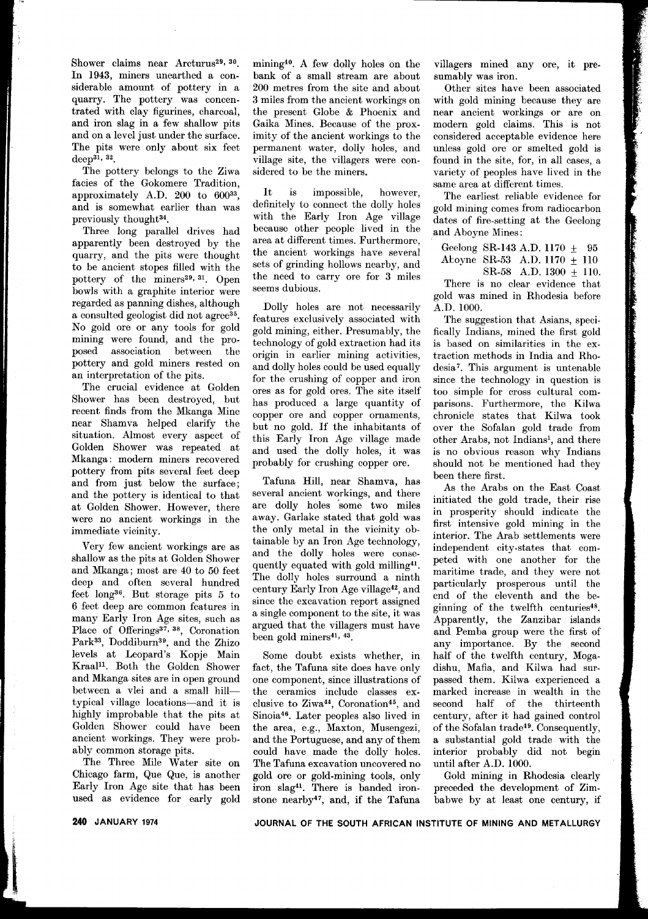Shower claims near Arcturus[29, 30]. In 1943, miners unearthed a considerable amount of pottery in a quarry. The pottery was concentrated with clay figurines, charcoal, and iron slag in a few shallow pits and on a level just under the surface. The pits were only about six feet deep[31, 32].

The pottery belongs to the Ziwa facies of the Gokomere Tradition, approximately A.D. 200 to 600[33], and is somewhat earlier than was previously thought[34].

Three long parallel drives had apparently been destroyed by the quarry, and the pits were thought to be ancient stopes filled with the pottery of the miners[29, 31]. Open bowls with a graphite interior were regarded as panning dishes, although a consulted geologist did not agree[35]. No gold ore or any tools for gold mining were found, and the proposed association between the pottery and gold miners rested on an interpretation of the pits.

The crucial evidence at Golden Shower has been destroyed, but recent finds from the Mkanga Mine near Shamva helped clarify the situation. Almost every aspect of Golden Shower was repeated at Mkanga: modern miners recovered pottery from pits several feet deep and from just below the surface; and the pottery is identical to that at Golden Shower. However, there were no ancient workings in the immediate vicinity.

Very few ancient workings are as shallow as the pits at Golden Shower and Mkanga; most are 40 to 50 feet deep and often several hundred feet long[36]. But storage pits 5 to 6 feet deep are common features in many Early Iron Age sites, such as Place of Offerings[37, 38], Coronation Park[33], Doddiburn[39], and the Zhizo levels at Leopard's Kopje Main Kraal[11]. Both the Golden Shower and Mkanga sites are in open ground between a vlei and a small hill—typical village locations—and it is highly improbable that the pits at Golden Shower could have been ancient workings. They were probably common storage pits.

The Three Mile Water site on Chicago farm, Que Que, is another Early Iron Age site that has been used as evidence for early gold mining[40]. A few dolly holes on the bank of a small stream are about 200 metres from the site and about 3 miles from the ancient workings on the present Globe & Phoenix and Gaika Mines. Because of the proximity of the ancient workings to the permanent water, dolly holes, and village site, the villagers were considered to be the miners.

It is impossible, however, definitely to connect the dolly holes with the Early Iron Age village because other people lived in the area at different times. Furthermore, the ancient workings have several sets of grinding hollows nearby, and the need to carry ore for 3 miles seems dubious.

Dolly holes are not necessarily features exclusively associated with gold mining, either. Presumably, the technology of gold extraction had its origin in earlier mining activities, and dolly holes could be used equally for the crushing of copper and iron ores as for gold ores. The site itself has produced a large quantity of copper ore and copper ornaments, but no gold. If the inhabitants of this Early Iron Age village made and used the dolly holes, it was probably for crushing copper ore.

Tafuna Hill, near Shamva, has several ancient workings, and there are dolly holes some two miles away. Garlake stated that gold was the only metal in the vicinity obtainable by an Iron Age technology, and the dolly holes were consequently equated with gold milling[41]. The dolly holes surround a ninth century Early Iron Age village[42], and since the excavation report assigned a single component to the site, it was argued that the villagers must have been gold miners[41, 43].

Some doubt exists whether, in fact, the Tafuna site does have only one component, since illustrations of the ceramics include classes exclusive to Ziwa[44], Coronation[45], and Sinoia[46]. Later peoples also lived in the area, e.g., Maxton, Musengezi, and the Portuguese, and any of them could have made the dolly holes. The Tafuna excavation uncovered no gold ore or gold-mining tools, only iron slag[41]. There is banded ironstone nearby[47], and, if the Tafuna villagers mined any ore, it presumably was iron.

Other sites have been associated with gold mining because they are near ancient workings or are on modern gold claims. This is not considered acceptable evidence here unless gold ore or smelted gold is found in the site, for, in all cases, a variety of peoples have lived in the same area at different times.

The earliest reliable evidence for gold mining comes from radiocarbon dates of fire-setting at the Geelong and Aboyne Mines:

Geelong SR-143 A.D. 1170 ± 95
Aboyne SR-53 A.D. 1170 ± 110
SR-58 A.D. 1300 ± 110.

There is no clear evidence that gold was mined in Rhodesia before A.D. 1000.

The suggestion that Asians, specifically Indians, mined the first gold is based on similarities in the extraction methods in India and Rhodesia[7]. This argument is untenable since the technology in question is too simple for cross cultural comparisons. Furthermore, the Kilwa chronicle states that Kilwa took over the Sofalan gold trade from other Arabs, not Indians[1], and there is no obvious reason why Indians should not be mentioned had they been there first.

As the Arabs on the East Coast initiated the gold trade, their rise in prosperity should indicate the first intensive gold mining in the interior. The Arab settlements were independent city-states that competed with one another for the maritime trade, and they were not particularly prosperous until the end of the eleventh and the beginning of the twelfth centuries[48]. Apparently, the Zanzibar islands and Pemba group were the first of any importance. By the second half of the twelfth century, Mogadishu, Mafia, and Kilwa had surpassed them. Kilwa experienced a marked increase in wealth in the second half of the thirteenth century, after it had gained control of the Sofalan trade[49]. Consequently, a substantial gold trade with the interior probably did not begin until after A.D. 1000.

Gold mining in Rhodesia clearly preceded the development of Zimbabwe by at least one century, if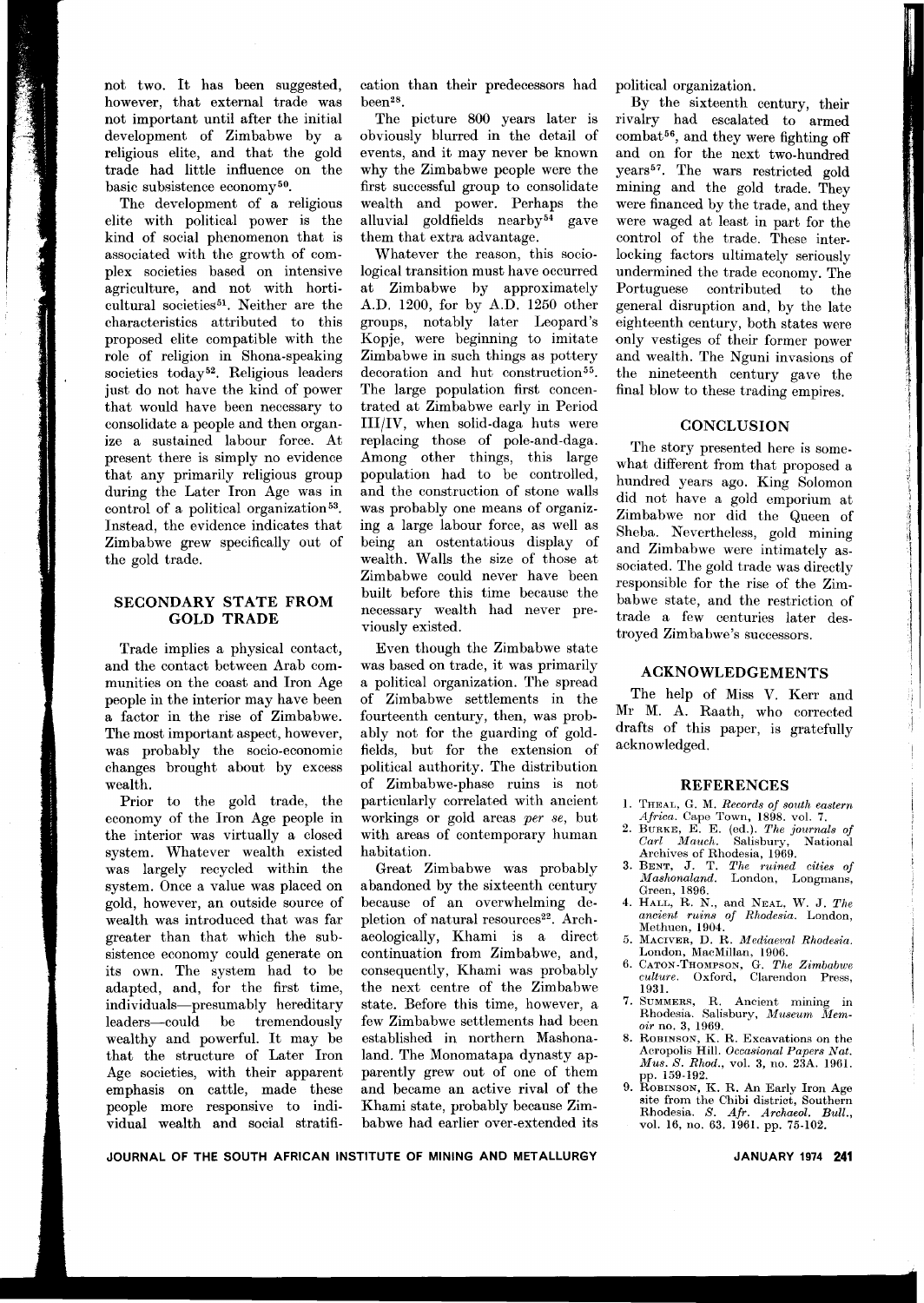not two. It has been suggested, however, that external trade was not important until after the initial development of Zimbabwe by a religious elite, and that the gold trade had little influence on the basic subsistence economy[50].

The development of a religious elite with political power is the kind of social phenomenon that is associated with the growth of complex societies based on intensive agriculture, and not with horticultural societies[51]. Neither are the characteristics attributed to this proposed elite compatible with the role of religion in Shona-speaking societies today[52]. Religious leaders just do not have the kind of power that would have been necessary to consolidate a people and then organize a sustained labour force. At present there is simply no evidence that any primarily religious group during the Later Iron Age was in control of a political organization[53]. Instead, the evidence indicates that Zimbabwe grew specifically out of the gold trade.

## SECONDARY STATE FROM GOLD TRADE

Trade implies a physical contact, and the contact between Arab communities on the coast and Iron Age people in the interior may have been a factor in the rise of Zimbabwe. The most important aspect, however, was probably the socio-economic changes brought about by excess wealth.

Prior to the gold trade, the economy of the Iron Age people in the interior was virtually a closed system. Whatever wealth existed was largely recycled within the system. Once a value was placed on gold, however, an outside source of wealth was introduced that was far greater than that which the subsistence economy could generate on its own. The system had to be adapted, and, for the first time, individuals—presumably hereditary leaders—could be tremendously wealthy and powerful. It may be that the structure of Later Iron Age societies, with their apparent emphasis on cattle, made these people more responsive to individual wealth and social stratification than their predecessors had been[28].

The picture 800 years later is obviously blurred in the detail of events, and it may never be known why the Zimbabwe people were the first successful group to consolidate wealth and power. Perhaps the alluvial goldfields nearby[54] gave them that extra advantage.

Whatever the reason, this sociological transition must have occurred at Zimbabwe by approximately A.D. 1200, for by A.D. 1250 other groups, notably later Leopard's Kopje, were beginning to imitate Zimbabwe in such things as pottery decoration and hut construction[55]. The large population first concentrated at Zimbabwe early in Period III/IV, when solid-daga huts were replacing those of pole-and-daga. Among other things, this large population had to be controlled, and the construction of stone walls was probably one means of organizing a large labour force, as well as being an ostentatious display of wealth. Walls the size of those at Zimbabwe could never have been built before this time because the necessary wealth had never previously existed.

Even though the Zimbabwe state was based on trade, it was primarily a political organization. The spread of Zimbabwe settlements in the fourteenth century, then, was probably not for the guarding of goldfields, but for the extension of political authority. The distribution of Zimbabwe-phase ruins is not particularly correlated with ancient workings or gold areas *per se*, but with areas of contemporary human habitation.

Great Zimbabwe was probably abandoned by the sixteenth century because of an overwhelming depletion of natural resources[22]. Archaeologically, Khami is a direct continuation from Zimbabwe, and, consequently, Khami was probably the next centre of the Zimbabwe state. Before this time, however, a few Zimbabwe settlements had been established in northern Mashonaland. The Monomatapa dynasty apparently grew out of one of them and became an active rival of the Khami state, probably because Zimbabwe had earlier over-extended its political organization.

By the sixteenth century, their rivalry had escalated to armed combat[56], and they were fighting off and on for the next two-hundred years[57]. The wars restricted gold mining and the gold trade. They were financed by the trade, and they were waged at least in part for the control of the trade. These interlocking factors ultimately seriously undermined the trade economy. The Portuguese contributed to the general disruption and, by the late eighteenth century, both states were only vestiges of their former power and wealth. The Nguni invasions of the nineteenth century gave the final blow to these trading empires.

## CONCLUSION

The story presented here is somewhat different from that proposed a hundred years ago. King Solomon did not have a gold emporium at Zimbabwe nor did the Queen of Sheba. Nevertheless, gold mining and Zimbabwe were intimately associated. The gold trade was directly responsible for the rise of the Zimbabwe state, and the restriction of trade a few centuries later destroyed Zimbabwe's successors.

## ACKNOWLEDGEMENTS

The help of Miss V. Kerr and Mr M. A. Raath, who corrected drafts of this paper, is gratefully acknowledged.

## REFERENCES

1. Theal, G. M. *Records of south eastern Africa*. Cape Town, 1898. vol. 7.
2. Burke, E. E. (ed.). *The journals of Carl Mauch*. Salisbury, National Archives of Rhodesia, 1969.
3. Bent, J. T. *The ruined cities of Mashonaland*. London, Longmans, Green, 1896.
4. Hall, R. N., and Neal, W. J. *The ancient ruins of Rhodesia*. London, Methuen, 1904.
5. MacIver, D. R. *Mediaeval Rhodesia*. London, MacMillan, 1906.
6. Caton-Thompson, G. *The Zimbabwe culture*. Oxford, Clarendon Press, 1931.
7. Summers, R. Ancient mining in Rhodesia. Salisbury, *Museum Memoir* no. 3, 1969.
8. Robinson, K. R. Excavations on the Acropolis Hill. *Occasional Papers Nat. Mus. S. Rhod.*, vol. 3, no. 23A. 1961. pp. 159-192.
9. Robinson, K. R. An Early Iron Age site from the Chibi district, Southern Rhodesia. *S. Afr. Archaeol. Bull.*, vol. 16, no. 63. 1961. pp. 75-102.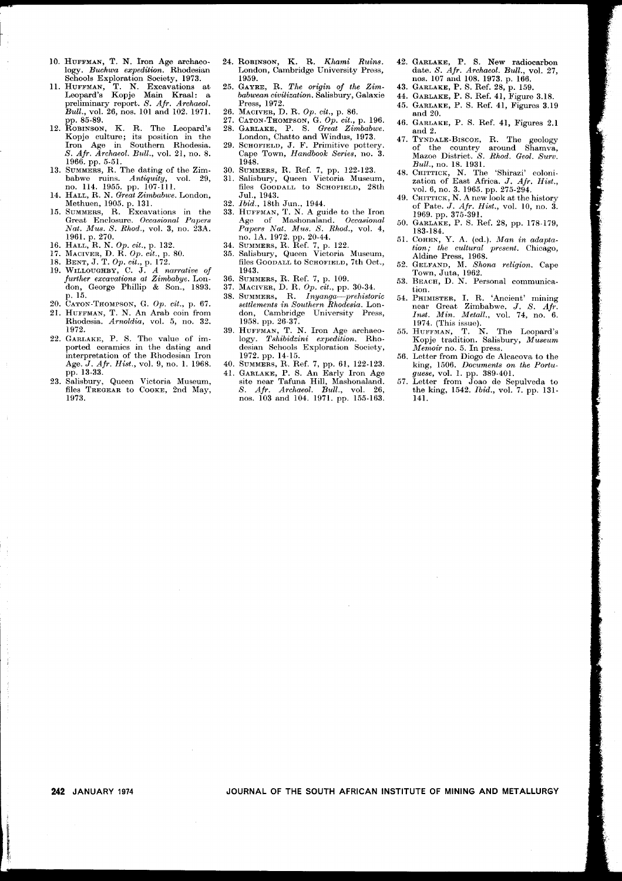10. HUFFMAN, T. N. Iron Age archaeology. *Buchwa expedition.* Rhodesian Schools Exploration Society, 1973.
11. HUFFMAN, T. N. Excavations at Leopard's Kopje Main Kraal: a preliminary report. *S. Afr. Archaeol. Bull.*, vol. 26, nos. 101 and 102. 1971. pp. 85-89.
12. ROBINSON, K. R. The Leopard's Kopje culture; its position in the Iron Age in Southern Rhodesia. *S. Afr. Archaeol. Bull.*, vol. 21, no. 8. 1966. pp. 5-51.
13. SUMMERS, R. The dating of the Zimbabwe ruins. *Antiquity*, vol. 29, no. 114. 1955. pp. 107-111.
14. HALL, R. N. *Great Zimbabwe.* London, Methuen, 1905. p. 131.
15. SUMMERS, R. Excavations in the Great Enclosure. *Occasional Papers Nat. Mus. S. Rhod.*, vol. 3, no. 23A. 1961. p. 270.
16. HALL, R. N. *Op. cit.*, p. 132.
17. MACIVER, D. R. *Op. cit.*, p. 80.
18. BENT, J. T. *Op. cit.*, p. 172.
19. WILLOUGHBY, C. J. *A narrative of further excavations at Zimbabye.* London, George Phillip & Son., 1893. p. 15.
20. CATON-THOMPSON, G. *Op. cit.*, p. 67.
21. HUFFMAN, T. N. An Arab coin from Rhodesia. *Arnoldia*, vol. 5, no. 32. 1972.
22. GARLAKE, P. S. The value of imported ceramics in the dating and interpretation of the Rhodesian Iron Age. *J. Afr. Hist.*, vol. 9, no. 1. 1968. pp. 13-33.
23. Salisbury, Queen Victoria Museum, files TREGEAR to COOKE, 2nd May, 1973.
24. ROBINSON, K. R. *Khami Ruins.* London, Cambridge University Press, 1959.
25. GAYRE, R. *The origin of the Zimbabwean civilization.* Salisbury, Galaxie Press, 1972.
26. MACIVER, D. R. *Op. cit.*, p. 86.
27. CATON-THOMPSON, G. *Op. cit.*, p. 196.
28. GARLAKE, P. S. *Great Zimbabwe.* London, Chatto and Windus, 1973.
29. SCHOFIELD, J. F. Primitive pottery. Cape Town, *Handbook Series*, no. 3. 1948.
30. SUMMERS, R. Ref. 7, pp. 122-123.
31. Salisbury, Queen Victoria Museum, files GOODALL to SCHOFIELD, 28th Jul., 1943.
32. *Ibid.*, 18th Jun., 1944.
33. HUFFMAN, T. N. A guide to the Iron Age of Mashonaland. *Occasional Papers Nat. Mus. S. Rhod.*, vol. 4, no. 1A. 1972. pp. 20-44.
34. SUMMERS, R. Ref. 7, p. 122.
35. Salisbury, Queen Victoria Museum, files GOODALL to SCHOFIELD, 7th Oct., 1943.
36. SUMMERS, R. Ref. 7, p. 109.
37. MACIVER, D. R. *Op. cit.*, pp. 30-34.
38. SUMMERS, R. *Inyanga—prehistoric settlements in Southern Rhodesia.* London, Cambridge University Press, 1958. pp. 26-37.
39. HUFFMAN, T. N. Iron Age archaeology. *Tshibidzini expedition.* Rhodesian Schools Exploration Society, 1972. pp. 14-15.
40. SUMMERS, R. Ref. 7, pp. 61, 122-123.
41. GARLAKE, P. S. An Early Iron Age site near Tafuna Hill, Mashonaland. *S. Afr. Archaeol. Bull.*, vol. 26, nos. 103 and 104. 1971. pp. 155-163.
42. GARLAKE, P. S. New radiocarbon date. *S. Afr. Archaeol. Bull.*, vol. 27, nos. 107 and 108. 1973. p. 166.
43. GARLAKE, P. S. Ref. 28, p. 159.
44. GARLAKE, P. S. Ref. 41, Figure 3.18.
45. GARLAKE, P. S. Ref. 41, Figures 3.19 and 20.
46. GARLAKE, P. S. Ref. 41, Figures 2.1 and 2.
47. TYNDALE-BISCOE, R. The geology of the country around Shamva, Mazoe District. *S. Rhod. Geol. Surv. Bull.*, no. 18. 1931.
48. CHITTICK, N. The 'Shirazi' colonization of East Africa. *J. Afr. Hist.*, vol. 6, no. 3. 1965. pp. 275-294.
49. CHITTICK, N. A new look at the history of Pate. *J. Afr. Hist.*, vol. 10, no. 3. 1969. pp. 375-391.
50. GARLAKE, P. S. Ref. 28, pp. 178-179, 183-184.
51. COHEN, Y. A. (ed.). *Man in adaptation; the cultural present.* Chicago, Aldine Press, 1968.
52. GELFAND, M. *Shona religion.* Cape Town, Juta, 1962.
53. BEACH, D. N. Personal communication.
54. PHIMISTER, I. R. 'Ancient' mining near Great Zimbabwe. *J. S. Afr. Inst. Min. Metall.*, vol. 74, no. 6. 1974. (This issue).
55. HUFFMAN, T. N. The Leopard's Kopje tradition. Salisbury, *Museum Memoir* no. 5. In press.
56. Letter from Diogo de Alcacova to the king, 1506. *Documents on the Portuguese*, vol. 1. pp. 389-401.
57. Letter from Joao de Sepulveda to the king, 1542. *Ibid.*, vol. 7. pp. 131-141.